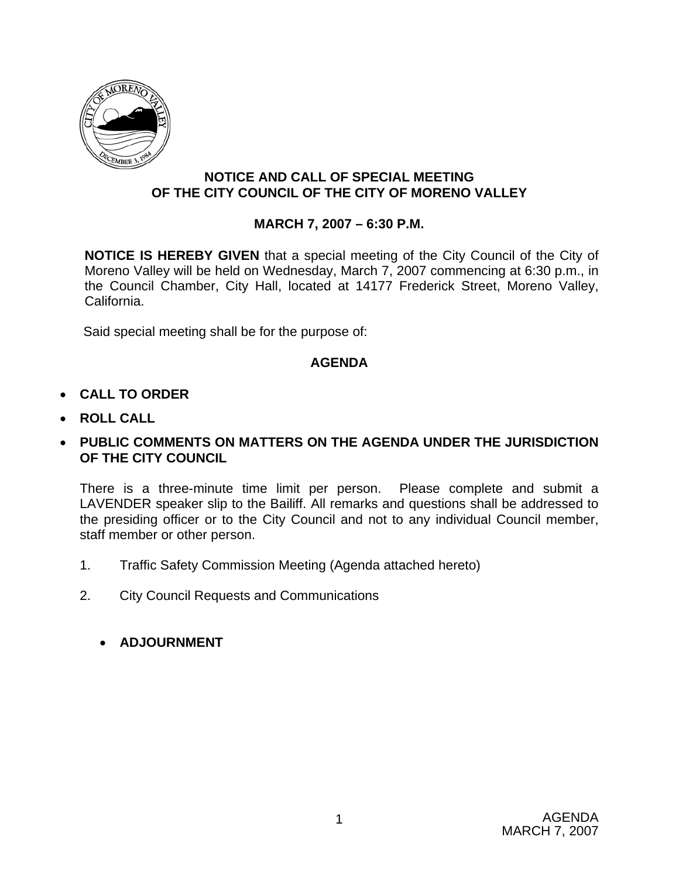## NOTICE AND CALL OF SPECIAL MEETING OF THE CITY COUNCIL OF THE CITY OF MORENO VALLEY

### MARCH 7, 2007 – 6:30 P.M.

**NOTICE IS HEREBY GIVEN** that a special meeting of the City Council of the City of Moreno Valley will be held on Wednesday, March 7, 2007 commencing at 6:30 p.m., in the Council Chamber, City Hall, located at 14177 Frederick Street, Moreno Valley, California.

Said special meeting shall be for the purpose of:

### AGENDA

- **CALL TO ORDER**
- **ROLL CALL**
- **PUBLIC COMMENTS ON MATTERS ON THE AGENDA UNDER THE JURISDICTION OF THE CITY COUNCIL**

There is a three-minute time limit per person. Please complete and submit a LAVENDER speaker slip to the Bailiff. All remarks and questions shall be addressed to the presiding officer or to the City Council and not to any individual Council member, staff member or other person.

1. Traffic Safety Commission Meeting (Agenda attached hereto)
2. City Council Requests and Communications

- **ADJOURNMENT**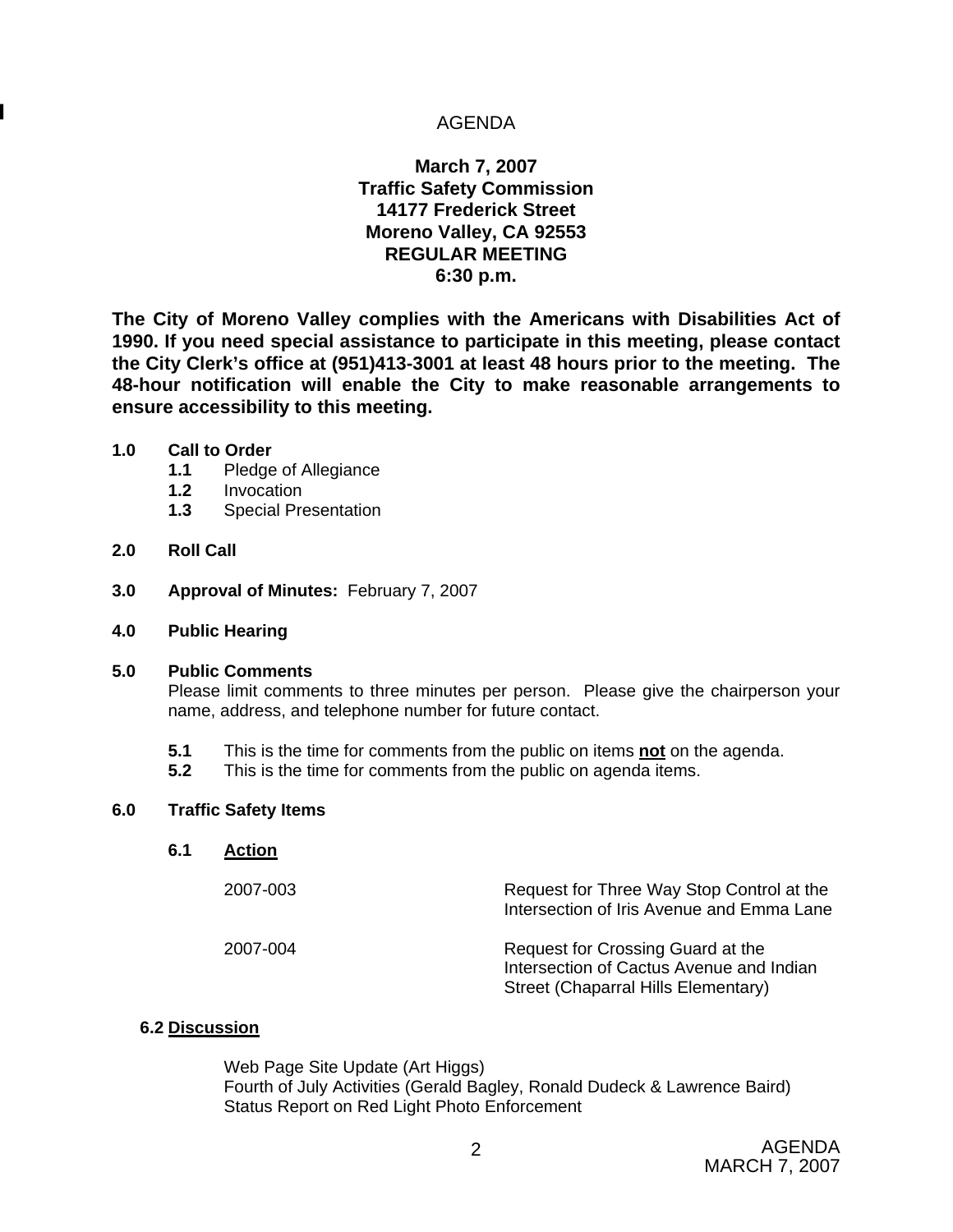# AGENDA

**March 7, 2007**
**Traffic Safety Commission**
**14177 Frederick Street**
**Moreno Valley, CA 92553**
**REGULAR MEETING**
**6:30 p.m.**

**The City of Moreno Valley complies with the Americans with Disabilities Act of 1990. If you need special assistance to participate in this meeting, please contact the City Clerk's office at (951)413-3001 at least 48 hours prior to the meeting. The 48-hour notification will enable the City to make reasonable arrangements to ensure accessibility to this meeting.**

**1.0 Call to Order**
- **1.1** Pledge of Allegiance
- **1.2** Invocation
- **1.3** Special Presentation

**2.0 Roll Call**

**3.0 Approval of Minutes:** February 7, 2007

**4.0 Public Hearing**

**5.0 Public Comments**

Please limit comments to three minutes per person. Please give the chairperson your name, address, and telephone number for future contact.

- **5.1** This is the time for comments from the public on items **not** on the agenda.
- **5.2** This is the time for comments from the public on agenda items.

**6.0 Traffic Safety Items**

**6.1 Action**

2007-003 — Request for Three Way Stop Control at the Intersection of Iris Avenue and Emma Lane

2007-004 — Request for Crossing Guard at the Intersection of Cactus Avenue and Indian Street (Chaparral Hills Elementary)

**6.2 Discussion**

Web Page Site Update (Art Higgs)
Fourth of July Activities (Gerald Bagley, Ronald Dudeck & Lawrence Baird)
Status Report on Red Light Photo Enforcement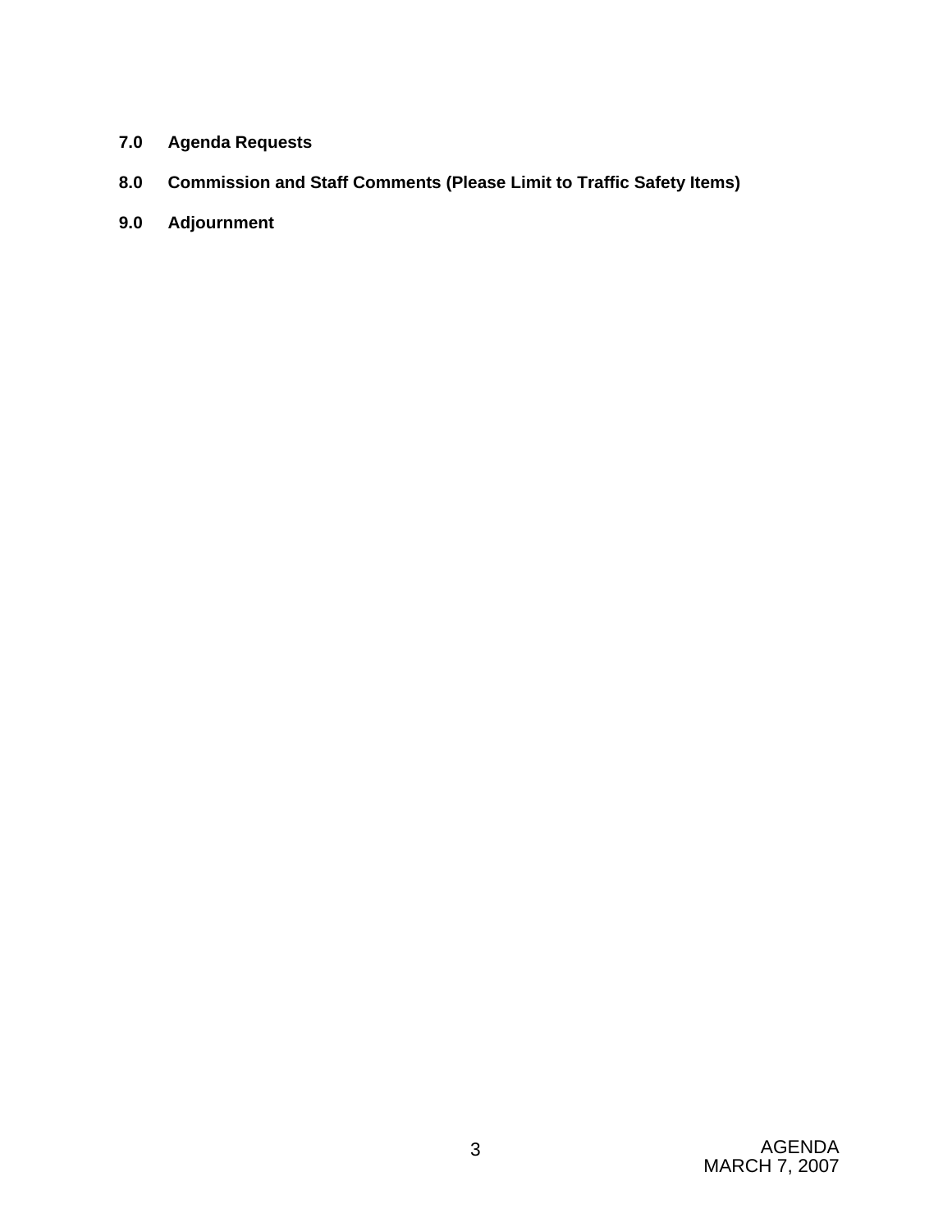**7.0 Agenda Requests**

**8.0 Commission and Staff Comments (Please Limit to Traffic Safety Items)**

**9.0 Adjournment**